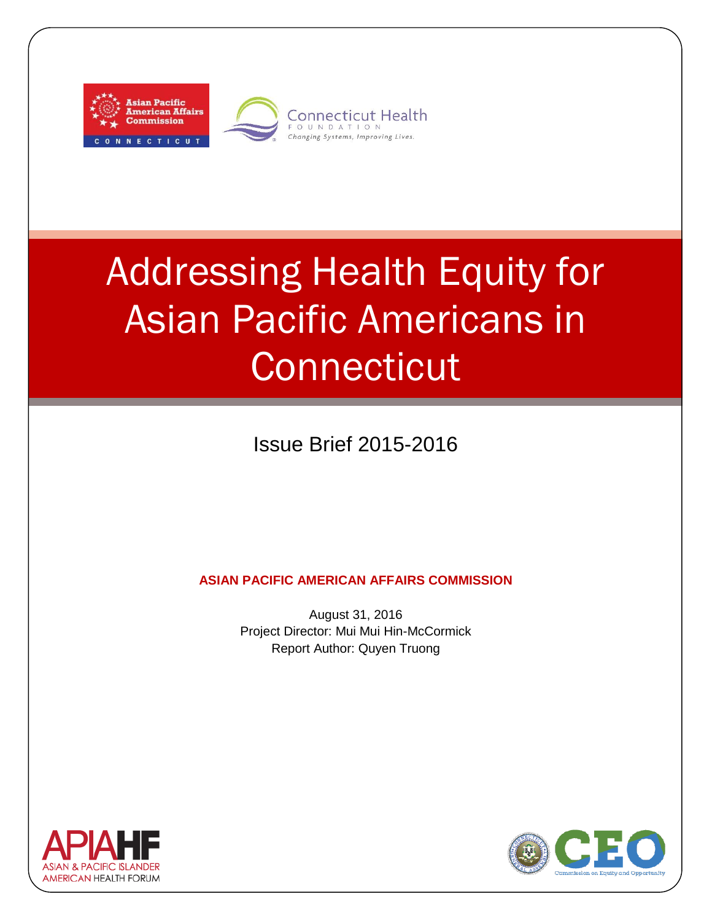Asian Pacific American Affairs Commission
CONNECTICUT

Connecticut Health
FOUNDATION
*Changing Systems, Improving Lives.*

# Addressing Health Equity for Asian Pacific Americans in Connecticut

Issue Brief 2015-2016

**ASIAN PACIFIC AMERICAN AFFAIRS COMMISSION**

August 31, 2016
Project Director: Mui Mui Hin-McCormick
Report Author: Quyen Truong

APIAHF
ASIAN & PACIFIC ISLANDER AMERICAN HEALTH FORUM

CEO
Commission on Equity and Opportunity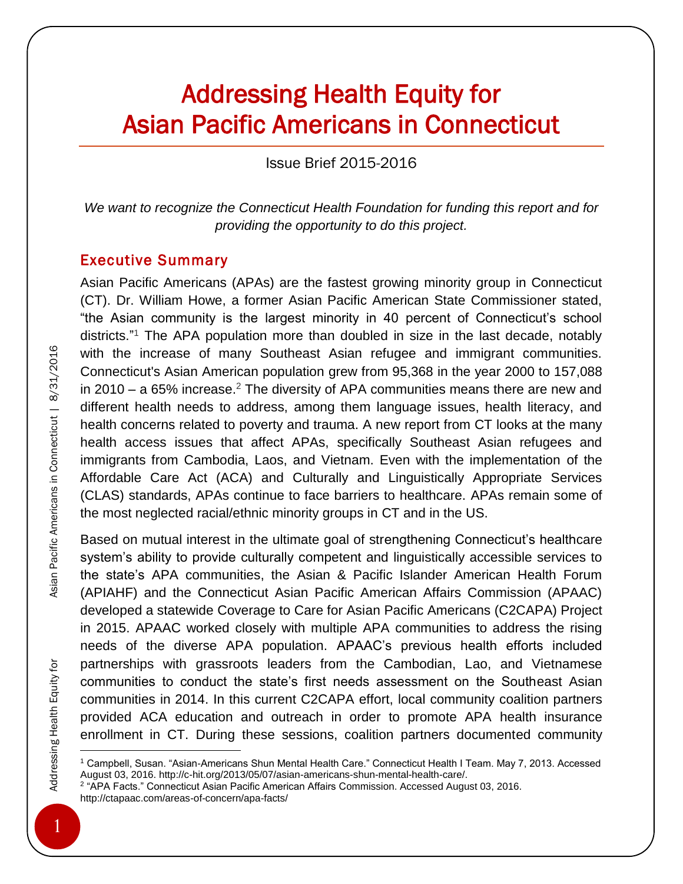# Addressing Health Equity for Asian Pacific Americans in Connecticut

Issue Brief 2015-2016

*We want to recognize the Connecticut Health Foundation for funding this report and for providing the opportunity to do this project.*

## Executive Summary

Asian Pacific Americans (APAs) are the fastest growing minority group in Connecticut (CT). Dr. William Howe, a former Asian Pacific American State Commissioner stated, "the Asian community is the largest minority in 40 percent of Connecticut's school districts."[1] The APA population more than doubled in size in the last decade, notably with the increase of many Southeast Asian refugee and immigrant communities. Connecticut's Asian American population grew from 95,368 in the year 2000 to 157,088 in 2010 – a 65% increase.[2] The diversity of APA communities means there are new and different health needs to address, among them language issues, health literacy, and health concerns related to poverty and trauma. A new report from CT looks at the many health access issues that affect APAs, specifically Southeast Asian refugees and immigrants from Cambodia, Laos, and Vietnam. Even with the implementation of the Affordable Care Act (ACA) and Culturally and Linguistically Appropriate Services (CLAS) standards, APAs continue to face barriers to healthcare. APAs remain some of the most neglected racial/ethnic minority groups in CT and in the US.

Based on mutual interest in the ultimate goal of strengthening Connecticut's healthcare system's ability to provide culturally competent and linguistically accessible services to the state's APA communities, the Asian & Pacific Islander American Health Forum (APIAHF) and the Connecticut Asian Pacific American Affairs Commission (APAAC) developed a statewide Coverage to Care for Asian Pacific Americans (C2CAPA) Project in 2015. APAAC worked closely with multiple APA communities to address the rising needs of the diverse APA population. APAAC's previous health efforts included partnerships with grassroots leaders from the Cambodian, Lao, and Vietnamese communities to conduct the state's first needs assessment on the Southeast Asian communities in 2014. In this current C2CAPA effort, local community coalition partners provided ACA education and outreach in order to promote APA health insurance enrollment in CT. During these sessions, coalition partners documented community

---

[1] Campbell, Susan. "Asian-Americans Shun Mental Health Care." Connecticut Health I Team. May 7, 2013. Accessed August 03, 2016. http://c-hit.org/2013/05/07/asian-americans-shun-mental-health-care/.

[2] "APA Facts." Connecticut Asian Pacific American Affairs Commission. Accessed August 03, 2016. http://ctapaac.com/areas-of-concern/apa-facts/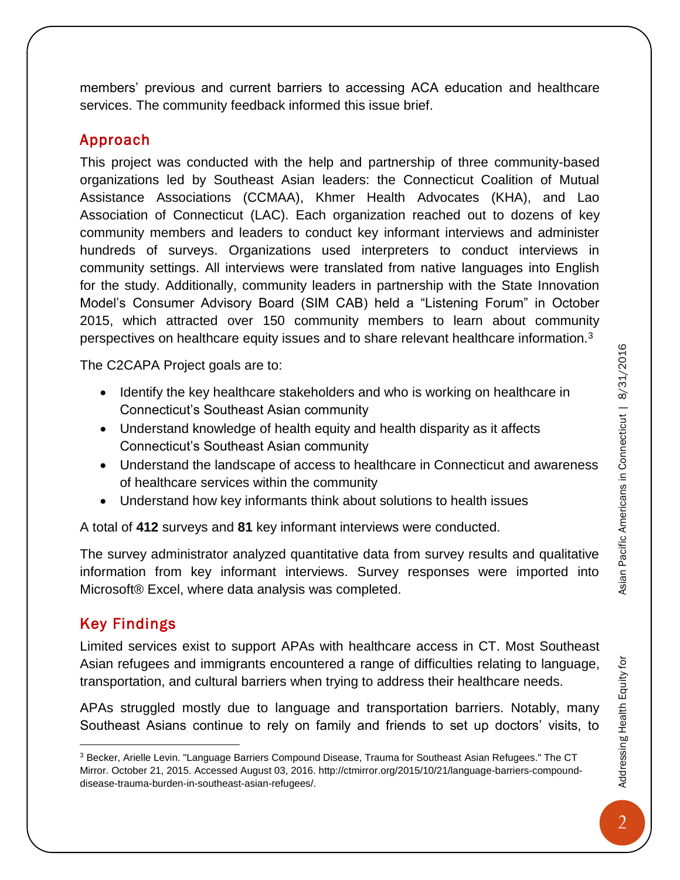members' previous and current barriers to accessing ACA education and healthcare services. The community feedback informed this issue brief.

## Approach

This project was conducted with the help and partnership of three community-based organizations led by Southeast Asian leaders: the Connecticut Coalition of Mutual Assistance Associations (CCMAA), Khmer Health Advocates (KHA), and Lao Association of Connecticut (LAC). Each organization reached out to dozens of key community members and leaders to conduct key informant interviews and administer hundreds of surveys. Organizations used interpreters to conduct interviews in community settings. All interviews were translated from native languages into English for the study. Additionally, community leaders in partnership with the State Innovation Model's Consumer Advisory Board (SIM CAB) held a "Listening Forum" in October 2015, which attracted over 150 community members to learn about community perspectives on healthcare equity issues and to share relevant healthcare information.[3]

The C2CAPA Project goals are to:

- Identify the key healthcare stakeholders and who is working on healthcare in Connecticut's Southeast Asian community
- Understand knowledge of health equity and health disparity as it affects Connecticut's Southeast Asian community
- Understand the landscape of access to healthcare in Connecticut and awareness of healthcare services within the community
- Understand how key informants think about solutions to health issues

A total of **412** surveys and **81** key informant interviews were conducted.

The survey administrator analyzed quantitative data from survey results and qualitative information from key informant interviews. Survey responses were imported into Microsoft® Excel, where data analysis was completed.

## Key Findings

Limited services exist to support APAs with healthcare access in CT. Most Southeast Asian refugees and immigrants encountered a range of difficulties relating to language, transportation, and cultural barriers when trying to address their healthcare needs.

APAs struggled mostly due to language and transportation barriers. Notably, many Southeast Asians continue to rely on family and friends to set up doctors' visits, to

[3] Becker, Arielle Levin. "Language Barriers Compound Disease, Trauma for Southeast Asian Refugees." The CT Mirror. October 21, 2015. Accessed August 03, 2016. http://ctmirror.org/2015/10/21/language-barriers-compound-disease-trauma-burden-in-southeast-asian-refugees/.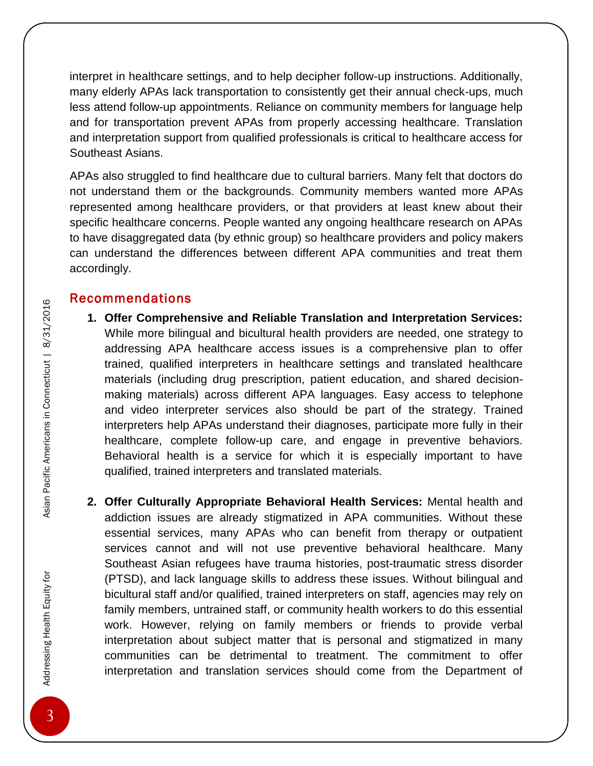interpret in healthcare settings, and to help decipher follow-up instructions. Additionally, many elderly APAs lack transportation to consistently get their annual check-ups, much less attend follow-up appointments. Reliance on community members for language help and for transportation prevent APAs from properly accessing healthcare. Translation and interpretation support from qualified professionals is critical to healthcare access for Southeast Asians.

APAs also struggled to find healthcare due to cultural barriers. Many felt that doctors do not understand them or the backgrounds. Community members wanted more APAs represented among healthcare providers, or that providers at least knew about their specific healthcare concerns. People wanted any ongoing healthcare research on APAs to have disaggregated data (by ethnic group) so healthcare providers and policy makers can understand the differences between different APA communities and treat them accordingly.

## Recommendations

1. **Offer Comprehensive and Reliable Translation and Interpretation Services:** While more bilingual and bicultural health providers are needed, one strategy to addressing APA healthcare access issues is a comprehensive plan to offer trained, qualified interpreters in healthcare settings and translated healthcare materials (including drug prescription, patient education, and shared decision-making materials) across different APA languages. Easy access to telephone and video interpreter services also should be part of the strategy. Trained interpreters help APAs understand their diagnoses, participate more fully in their healthcare, complete follow-up care, and engage in preventive behaviors. Behavioral health is a service for which it is especially important to have qualified, trained interpreters and translated materials.

2. **Offer Culturally Appropriate Behavioral Health Services:** Mental health and addiction issues are already stigmatized in APA communities. Without these essential services, many APAs who can benefit from therapy or outpatient services cannot and will not use preventive behavioral healthcare. Many Southeast Asian refugees have trauma histories, post-traumatic stress disorder (PTSD), and lack language skills to address these issues. Without bilingual and bicultural staff and/or qualified, trained interpreters on staff, agencies may rely on family members, untrained staff, or community health workers to do this essential work. However, relying on family members or friends to provide verbal interpretation about subject matter that is personal and stigmatized in many communities can be detrimental to treatment. The commitment to offer interpretation and translation services should come from the Department of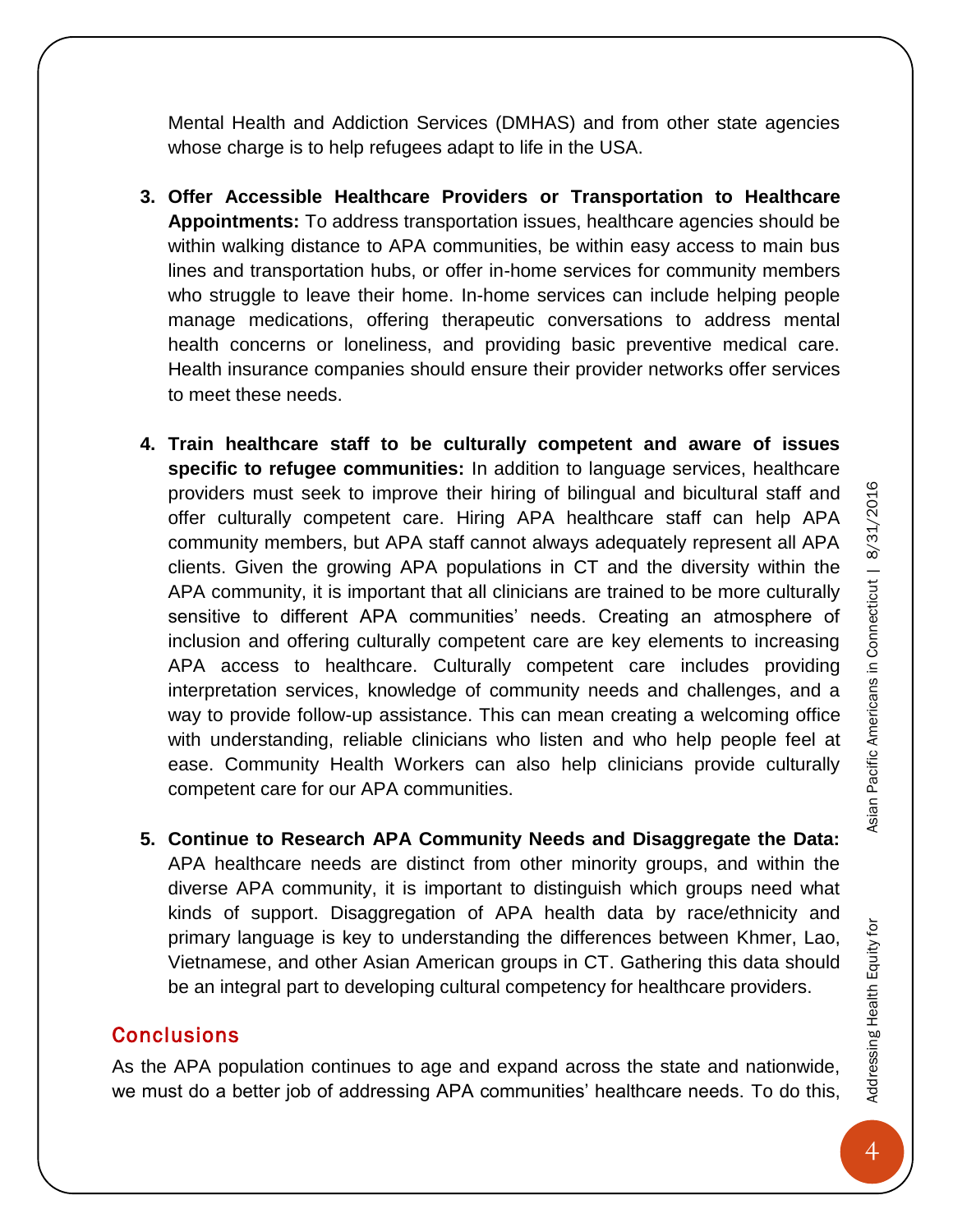Mental Health and Addiction Services (DMHAS) and from other state agencies whose charge is to help refugees adapt to life in the USA.

3. **Offer Accessible Healthcare Providers or Transportation to Healthcare Appointments:** To address transportation issues, healthcare agencies should be within walking distance to APA communities, be within easy access to main bus lines and transportation hubs, or offer in-home services for community members who struggle to leave their home. In-home services can include helping people manage medications, offering therapeutic conversations to address mental health concerns or loneliness, and providing basic preventive medical care. Health insurance companies should ensure their provider networks offer services to meet these needs.

4. **Train healthcare staff to be culturally competent and aware of issues specific to refugee communities:** In addition to language services, healthcare providers must seek to improve their hiring of bilingual and bicultural staff and offer culturally competent care. Hiring APA healthcare staff can help APA community members, but APA staff cannot always adequately represent all APA clients. Given the growing APA populations in CT and the diversity within the APA community, it is important that all clinicians are trained to be more culturally sensitive to different APA communities' needs. Creating an atmosphere of inclusion and offering culturally competent care are key elements to increasing APA access to healthcare. Culturally competent care includes providing interpretation services, knowledge of community needs and challenges, and a way to provide follow-up assistance. This can mean creating a welcoming office with understanding, reliable clinicians who listen and who help people feel at ease. Community Health Workers can also help clinicians provide culturally competent care for our APA communities.

5. **Continue to Research APA Community Needs and Disaggregate the Data:** APA healthcare needs are distinct from other minority groups, and within the diverse APA community, it is important to distinguish which groups need what kinds of support. Disaggregation of APA health data by race/ethnicity and primary language is key to understanding the differences between Khmer, Lao, Vietnamese, and other Asian American groups in CT. Gathering this data should be an integral part to developing cultural competency for healthcare providers.

## Conclusions

As the APA population continues to age and expand across the state and nationwide, we must do a better job of addressing APA communities' healthcare needs. To do this,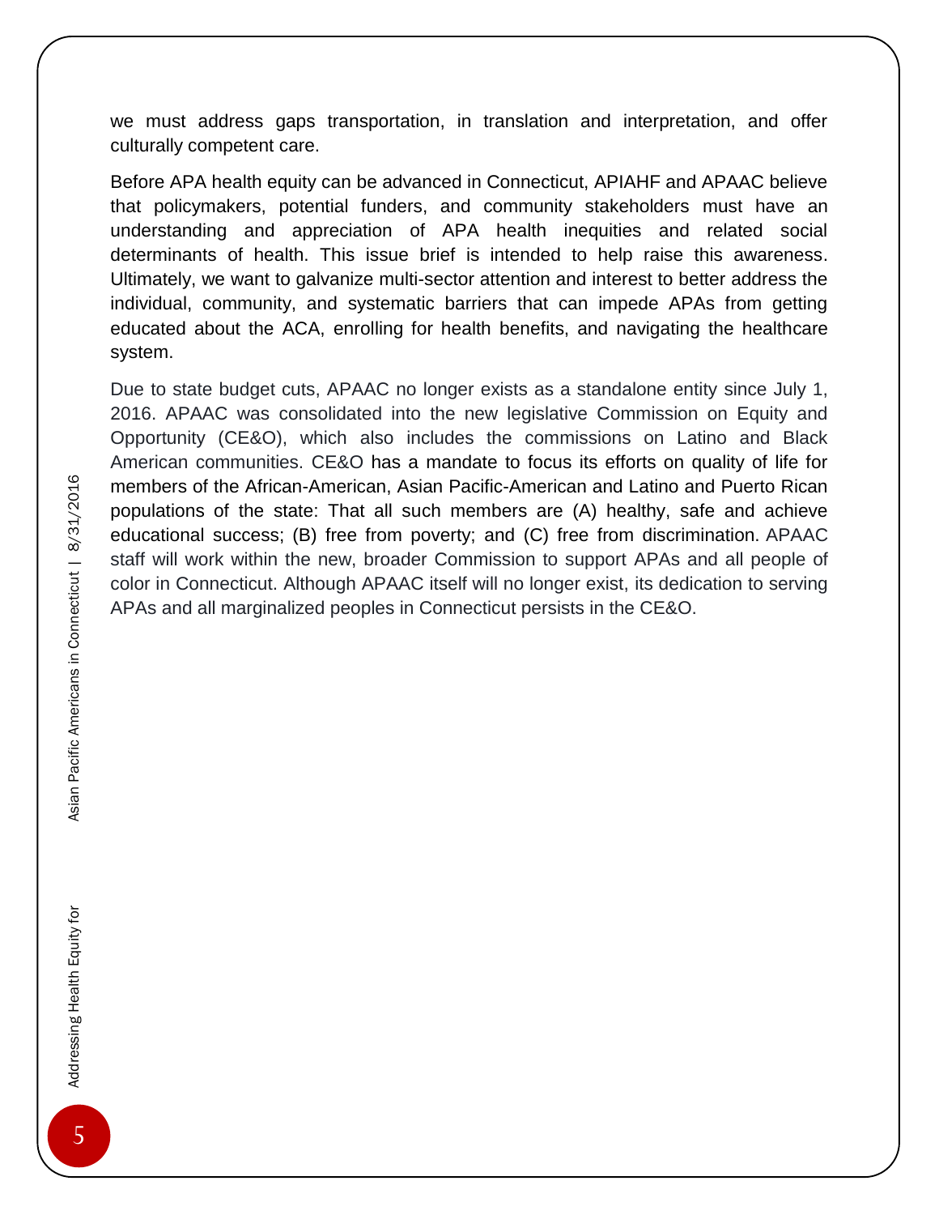we must address gaps transportation, in translation and interpretation, and offer culturally competent care.

Before APA health equity can be advanced in Connecticut, APIAHF and APAAC believe that policymakers, potential funders, and community stakeholders must have an understanding and appreciation of APA health inequities and related social determinants of health. This issue brief is intended to help raise this awareness. Ultimately, we want to galvanize multi-sector attention and interest to better address the individual, community, and systematic barriers that can impede APAs from getting educated about the ACA, enrolling for health benefits, and navigating the healthcare system.

Due to state budget cuts, APAAC no longer exists as a standalone entity since July 1, 2016. APAAC was consolidated into the new legislative Commission on Equity and Opportunity (CE&O), which also includes the commissions on Latino and Black American communities. CE&O has a mandate to focus its efforts on quality of life for members of the African-American, Asian Pacific-American and Latino and Puerto Rican populations of the state: That all such members are (A) healthy, safe and achieve educational success; (B) free from poverty; and (C) free from discrimination. APAAC staff will work within the new, broader Commission to support APAs and all people of color in Connecticut. Although APAAC itself will no longer exist, its dedication to serving APAs and all marginalized peoples in Connecticut persists in the CE&O.